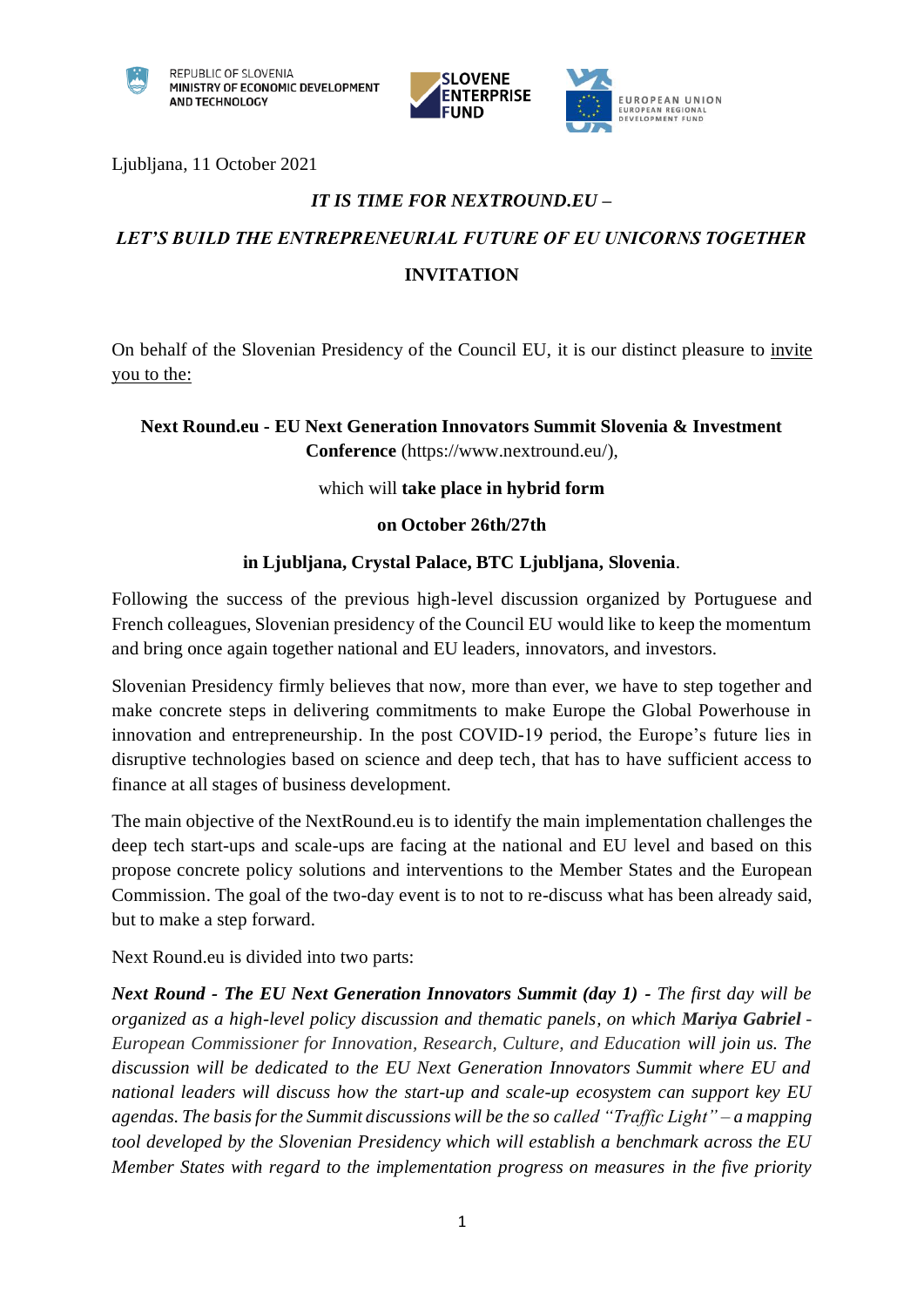REPUBLIC OF SLOVENIA
MINISTRY OF ECONOMIC DEVELOPMENT AND TECHNOLOGY

SLOVENE ENTERPRISE FUND

EUROPEAN UNION
EUROPEAN REGIONAL DEVELOPMENT FUND

Ljubljana, 11 October 2021

***IT IS TIME FOR NEXTROUND.EU –***

***LET'S BUILD THE ENTREPRENEURIAL FUTURE OF EU UNICORNS TOGETHER***

**INVITATION**

On behalf of the Slovenian Presidency of the Council EU, it is our distinct pleasure to invite you to the:

**Next Round.eu - EU Next Generation Innovators Summit Slovenia & Investment Conference** (https://www.nextround.eu/),

which will **take place in hybrid form**

**on October 26th/27th**

**in Ljubljana, Crystal Palace, BTC Ljubljana, Slovenia**.

Following the success of the previous high-level discussion organized by Portuguese and French colleagues, Slovenian presidency of the Council EU would like to keep the momentum and bring once again together national and EU leaders, innovators, and investors.

Slovenian Presidency firmly believes that now, more than ever, we have to step together and make concrete steps in delivering commitments to make Europe the Global Powerhouse in innovation and entrepreneurship. In the post COVID-19 period, the Europe's future lies in disruptive technologies based on science and deep tech, that has to have sufficient access to finance at all stages of business development.

The main objective of the NextRound.eu is to identify the main implementation challenges the deep tech start-ups and scale-ups are facing at the national and EU level and based on this propose concrete policy solutions and interventions to the Member States and the European Commission. The goal of the two-day event is to not to re-discuss what has been already said, but to make a step forward.

Next Round.eu is divided into two parts:

***Next Round - The EU Next Generation Innovators Summit (day 1)*** *- The first day will be organized as a high-level policy discussion and thematic panels, on which* ***Mariya Gabriel*** *- European Commissioner for Innovation, Research, Culture, and Education will join us. The discussion will be dedicated to the EU Next Generation Innovators Summit where EU and national leaders will discuss how the start-up and scale-up ecosystem can support key EU agendas. The basis for the Summit discussions will be the so called "Traffic Light" – a mapping tool developed by the Slovenian Presidency which will establish a benchmark across the EU Member States with regard to the implementation progress on measures in the five priority*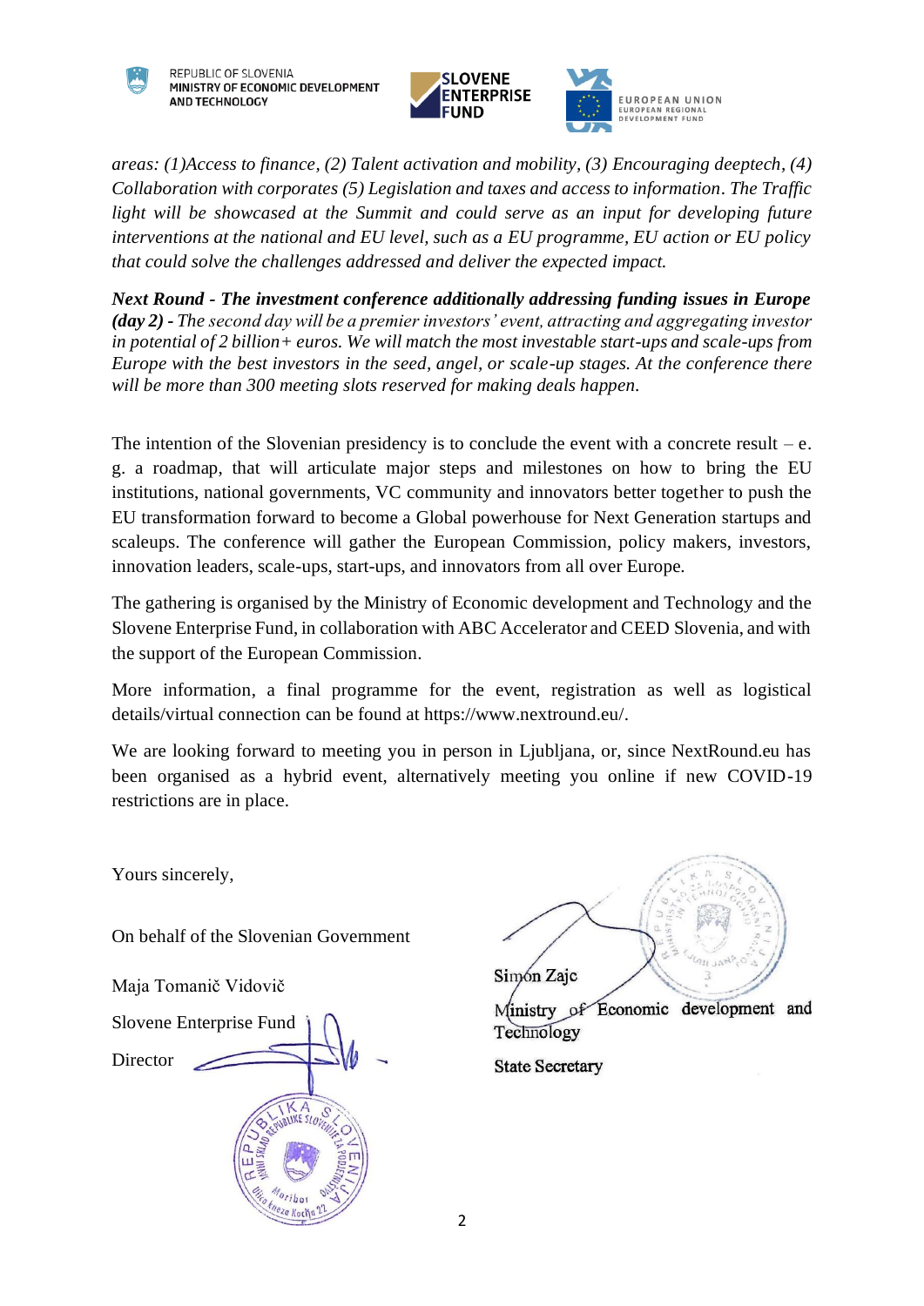*areas: (1)Access to finance, (2) Talent activation and mobility, (3) Encouraging deeptech, (4) Collaboration with corporates (5) Legislation and taxes and access to information. The Traffic light will be showcased at the Summit and could serve as an input for developing future interventions at the national and EU level, such as a EU programme, EU action or EU policy that could solve the challenges addressed and deliver the expected impact.*

***Next Round - The investment conference additionally addressing funding issues in Europe (day 2)*** *- The second day will be a premier investors' event, attracting and aggregating investor in potential of 2 billion+ euros. We will match the most investable start-ups and scale-ups from Europe with the best investors in the seed, angel, or scale-up stages. At the conference there will be more than 300 meeting slots reserved for making deals happen.*

The intention of the Slovenian presidency is to conclude the event with a concrete result – e. g. a roadmap, that will articulate major steps and milestones on how to bring the EU institutions, national governments, VC community and innovators better together to push the EU transformation forward to become a Global powerhouse for Next Generation startups and scaleups. The conference will gather the European Commission, policy makers, investors, innovation leaders, scale-ups, start-ups, and innovators from all over Europe.

The gathering is organised by the Ministry of Economic development and Technology and the Slovene Enterprise Fund, in collaboration with ABC Accelerator and CEED Slovenia, and with the support of the European Commission.

More information, a final programme for the event, registration as well as logistical details/virtual connection can be found at https://www.nextround.eu/.

We are looking forward to meeting you in person in Ljubljana, or, since NextRound.eu has been organised as a hybrid event, alternatively meeting you online if new COVID-19 restrictions are in place.

Yours sincerely,

On behalf of the Slovenian Government

Maja Tomanič Vidovič

Slovene Enterprise Fund

Director

Simon Zajc

Ministry of Economic development and Technology

State Secretary